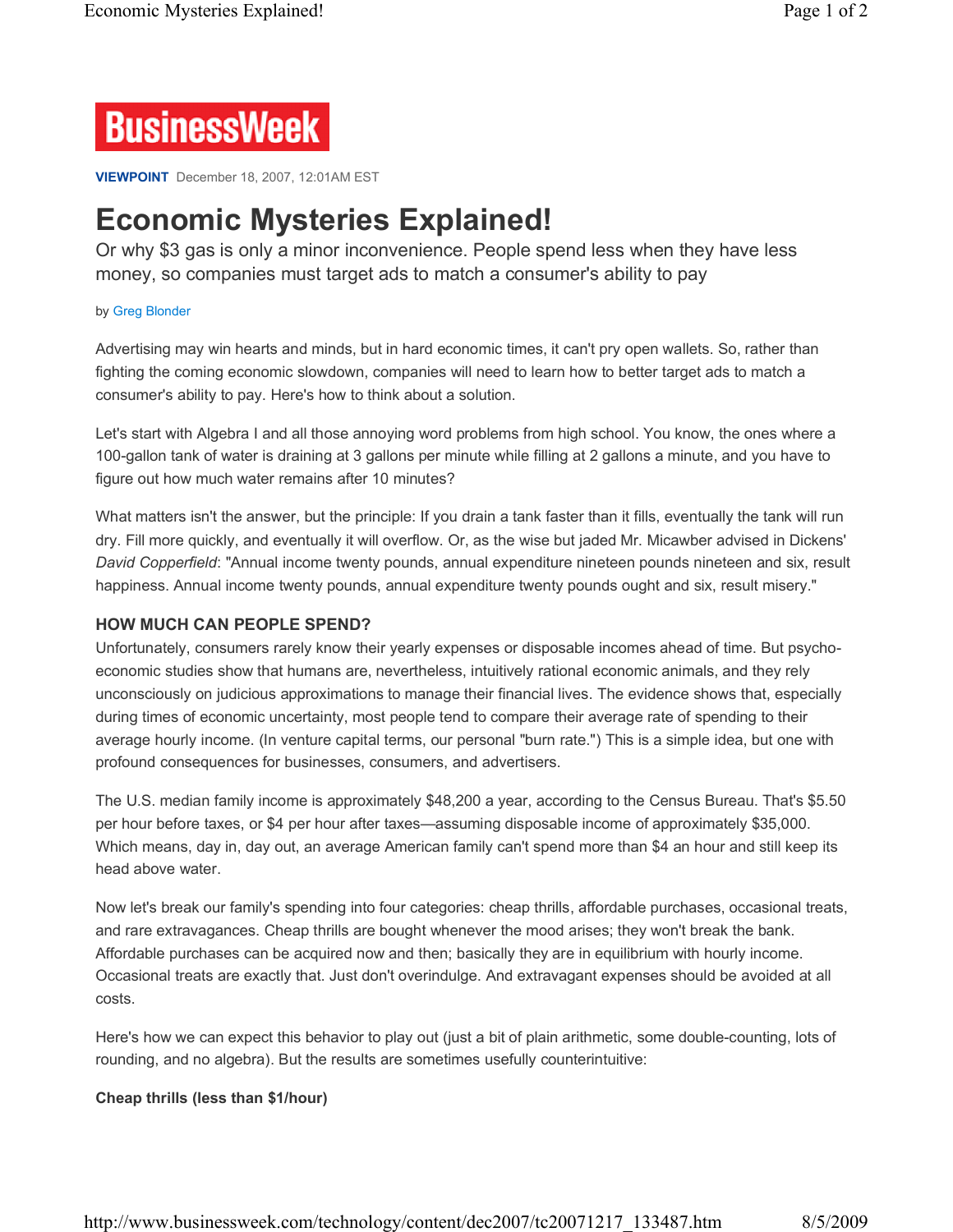BusinessWeek

**VIEWPOINT** December 18, 2007, 12:01AM EST

# Economic Mysteries Explained!

## Or why $3 gas is only a minor inconvenience. People spend less when they have less money, so companies must target ads to match a consumer's ability to pay

by Greg Blonder

Advertising may win hearts and minds, but in hard economic times, it can't pry open wallets. So, rather than fighting the coming economic slowdown, companies will need to learn how to better target ads to match a consumer's ability to pay. Here's how to think about a solution.

Let's start with Algebra I and all those annoying word problems from high school. You know, the ones where a 100-gallon tank of water is draining at 3 gallons per minute while filling at 2 gallons a minute, and you have to figure out how much water remains after 10 minutes?

What matters isn't the answer, but the principle: If you drain a tank faster than it fills, eventually the tank will run dry. Fill more quickly, and eventually it will overflow. Or, as the wise but jaded Mr. Micawber advised in Dickens' *David Copperfield*: "Annual income twenty pounds, annual expenditure nineteen pounds nineteen and six, result happiness. Annual income twenty pounds, annual expenditure twenty pounds ought and six, result misery."

### HOW MUCH CAN PEOPLE SPEND?

Unfortunately, consumers rarely know their yearly expenses or disposable incomes ahead of time. But psycho-economic studies show that humans are, nevertheless, intuitively rational economic animals, and they rely unconsciously on judicious approximations to manage their financial lives. The evidence shows that, especially during times of economic uncertainty, most people tend to compare their average rate of spending to their average hourly income. (In venture capital terms, our personal "burn rate.") This is a simple idea, but one with profound consequences for businesses, consumers, and advertisers.

The U.S. median family income is approximately $48,200 a year, according to the Census Bureau. That's $5.50 per hour before taxes, or $4 per hour after taxes—assuming disposable income of approximately $35,000. Which means, day in, day out, an average American family can't spend more than $4 an hour and still keep its head above water.

Now let's break our family's spending into four categories: cheap thrills, affordable purchases, occasional treats, and rare extravagances. Cheap thrills are bought whenever the mood arises; they won't break the bank. Affordable purchases can be acquired now and then; basically they are in equilibrium with hourly income. Occasional treats are exactly that. Just don't overindulge. And extravagant expenses should be avoided at all costs.

Here's how we can expect this behavior to play out (just a bit of plain arithmetic, some double-counting, lots of rounding, and no algebra). But the results are sometimes usefully counterintuitive:

**Cheap thrills (less than $1/hour)**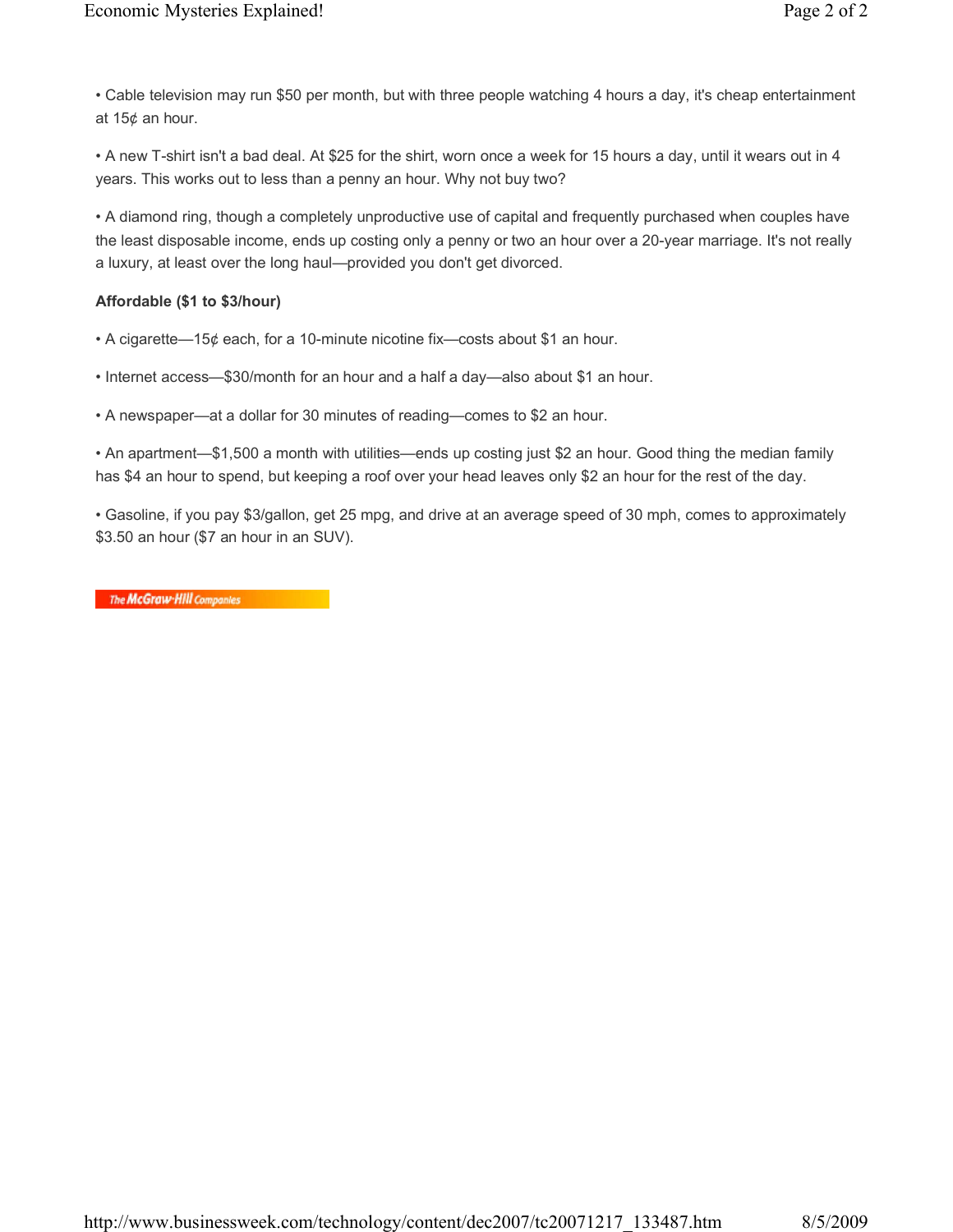• Cable television may run $50 per month, but with three people watching 4 hours a day, it's cheap entertainment at 15¢ an hour.

• A new T-shirt isn't a bad deal. At $25 for the shirt, worn once a week for 15 hours a day, until it wears out in 4 years. This works out to less than a penny an hour. Why not buy two?

• A diamond ring, though a completely unproductive use of capital and frequently purchased when couples have the least disposable income, ends up costing only a penny or two an hour over a 20-year marriage. It's not really a luxury, at least over the long haul—provided you don't get divorced.

**Affordable ($1 to $3/hour)**

• A cigarette—15¢ each, for a 10-minute nicotine fix—costs about $1 an hour.

• Internet access—$30/month for an hour and a half a day—also about $1 an hour.

• A newspaper—at a dollar for 30 minutes of reading—comes to $2 an hour.

• An apartment—$1,500 a month with utilities—ends up costing just $2 an hour. Good thing the median family has $4 an hour to spend, but keeping a roof over your head leaves only $2 an hour for the rest of the day.

• Gasoline, if you pay $3/gallon, get 25 mpg, and drive at an average speed of 30 mph, comes to approximately $3.50 an hour ($7 an hour in an SUV).

The McGraw-Hill Companies